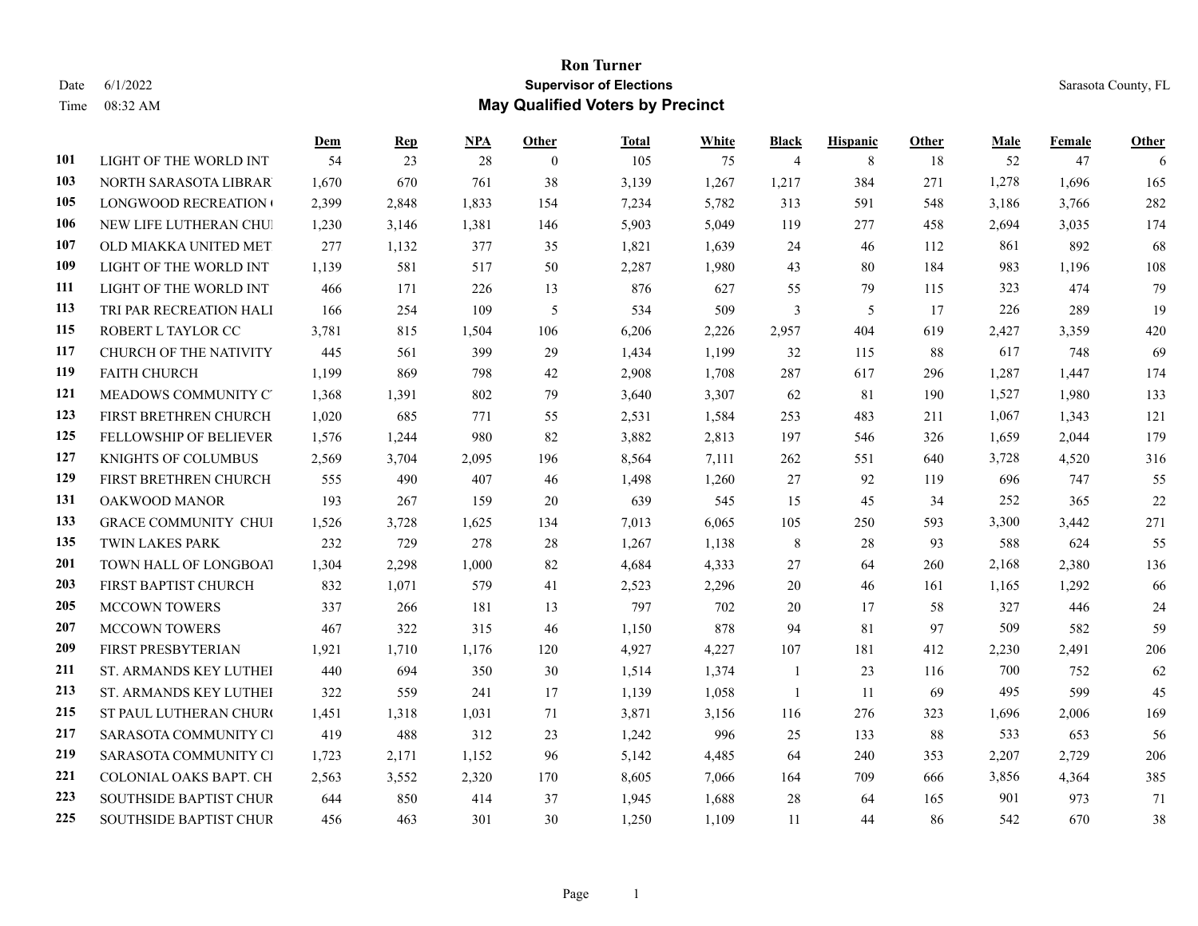# Ron Turner

**Supervisor of Elections**

**May Qualified Voters by Precinct**

Date 6/1/2022 | Sarasota County, FL
Time 08:32 AM

| | | Dem | Rep | NPA | Other | Total | White | Black | Hispanic | Other | Male | Female | Other |
|---|---|---|---|---|---|---|---|---|---|---|---|---|---|
| 101 | LIGHT OF THE WORLD INT | 54 | 23 | 28 | 0 | 105 | 75 | 4 | 8 | 18 | 52 | 47 | 6 |
| 103 | NORTH SARASOTA LIBRAR | 1,670 | 670 | 761 | 38 | 3,139 | 1,267 | 1,217 | 384 | 271 | 1,278 | 1,696 | 165 |
| 105 | LONGWOOD RECREATION | 2,399 | 2,848 | 1,833 | 154 | 7,234 | 5,782 | 313 | 591 | 548 | 3,186 | 3,766 | 282 |
| 106 | NEW LIFE LUTHERAN CHU | 1,230 | 3,146 | 1,381 | 146 | 5,903 | 5,049 | 119 | 277 | 458 | 2,694 | 3,035 | 174 |
| 107 | OLD MIAKKA UNITED MET | 277 | 1,132 | 377 | 35 | 1,821 | 1,639 | 24 | 46 | 112 | 861 | 892 | 68 |
| 109 | LIGHT OF THE WORLD INT | 1,139 | 581 | 517 | 50 | 2,287 | 1,980 | 43 | 80 | 184 | 983 | 1,196 | 108 |
| 111 | LIGHT OF THE WORLD INT | 466 | 171 | 226 | 13 | 876 | 627 | 55 | 79 | 115 | 323 | 474 | 79 |
| 113 | TRI PAR RECREATION HALI | 166 | 254 | 109 | 5 | 534 | 509 | 3 | 5 | 17 | 226 | 289 | 19 |
| 115 | ROBERT L TAYLOR CC | 3,781 | 815 | 1,504 | 106 | 6,206 | 2,226 | 2,957 | 404 | 619 | 2,427 | 3,359 | 420 |
| 117 | CHURCH OF THE NATIVITY | 445 | 561 | 399 | 29 | 1,434 | 1,199 | 32 | 115 | 88 | 617 | 748 | 69 |
| 119 | FAITH CHURCH | 1,199 | 869 | 798 | 42 | 2,908 | 1,708 | 287 | 617 | 296 | 1,287 | 1,447 | 174 |
| 121 | MEADOWS COMMUNITY C | 1,368 | 1,391 | 802 | 79 | 3,640 | 3,307 | 62 | 81 | 190 | 1,527 | 1,980 | 133 |
| 123 | FIRST BRETHREN CHURCH | 1,020 | 685 | 771 | 55 | 2,531 | 1,584 | 253 | 483 | 211 | 1,067 | 1,343 | 121 |
| 125 | FELLOWSHIP OF BELIEVER | 1,576 | 1,244 | 980 | 82 | 3,882 | 2,813 | 197 | 546 | 326 | 1,659 | 2,044 | 179 |
| 127 | KNIGHTS OF COLUMBUS | 2,569 | 3,704 | 2,095 | 196 | 8,564 | 7,111 | 262 | 551 | 640 | 3,728 | 4,520 | 316 |
| 129 | FIRST BRETHREN CHURCH | 555 | 490 | 407 | 46 | 1,498 | 1,260 | 27 | 92 | 119 | 696 | 747 | 55 |
| 131 | OAKWOOD MANOR | 193 | 267 | 159 | 20 | 639 | 545 | 15 | 45 | 34 | 252 | 365 | 22 |
| 133 | GRACE COMMUNITY CHUI | 1,526 | 3,728 | 1,625 | 134 | 7,013 | 6,065 | 105 | 250 | 593 | 3,300 | 3,442 | 271 |
| 135 | TWIN LAKES PARK | 232 | 729 | 278 | 28 | 1,267 | 1,138 | 8 | 28 | 93 | 588 | 624 | 55 |
| 201 | TOWN HALL OF LONGBOAT | 1,304 | 2,298 | 1,000 | 82 | 4,684 | 4,333 | 27 | 64 | 260 | 2,168 | 2,380 | 136 |
| 203 | FIRST BAPTIST CHURCH | 832 | 1,071 | 579 | 41 | 2,523 | 2,296 | 20 | 46 | 161 | 1,165 | 1,292 | 66 |
| 205 | MCCOWN TOWERS | 337 | 266 | 181 | 13 | 797 | 702 | 20 | 17 | 58 | 327 | 446 | 24 |
| 207 | MCCOWN TOWERS | 467 | 322 | 315 | 46 | 1,150 | 878 | 94 | 81 | 97 | 509 | 582 | 59 |
| 209 | FIRST PRESBYTERIAN | 1,921 | 1,710 | 1,176 | 120 | 4,927 | 4,227 | 107 | 181 | 412 | 2,230 | 2,491 | 206 |
| 211 | ST. ARMANDS KEY LUTHEI | 440 | 694 | 350 | 30 | 1,514 | 1,374 | 1 | 23 | 116 | 700 | 752 | 62 |
| 213 | ST. ARMANDS KEY LUTHEI | 322 | 559 | 241 | 17 | 1,139 | 1,058 | 1 | 11 | 69 | 495 | 599 | 45 |
| 215 | ST PAUL LUTHERAN CHUR | 1,451 | 1,318 | 1,031 | 71 | 3,871 | 3,156 | 116 | 276 | 323 | 1,696 | 2,006 | 169 |
| 217 | SARASOTA COMMUNITY CI | 419 | 488 | 312 | 23 | 1,242 | 996 | 25 | 133 | 88 | 533 | 653 | 56 |
| 219 | SARASOTA COMMUNITY CI | 1,723 | 2,171 | 1,152 | 96 | 5,142 | 4,485 | 64 | 240 | 353 | 2,207 | 2,729 | 206 |
| 221 | COLONIAL OAKS BAPT. CH | 2,563 | 3,552 | 2,320 | 170 | 8,605 | 7,066 | 164 | 709 | 666 | 3,856 | 4,364 | 385 |
| 223 | SOUTHSIDE BAPTIST CHUR | 644 | 850 | 414 | 37 | 1,945 | 1,688 | 28 | 64 | 165 | 901 | 973 | 71 |
| 225 | SOUTHSIDE BAPTIST CHUR | 456 | 463 | 301 | 30 | 1,250 | 1,109 | 11 | 44 | 86 | 542 | 670 | 38 |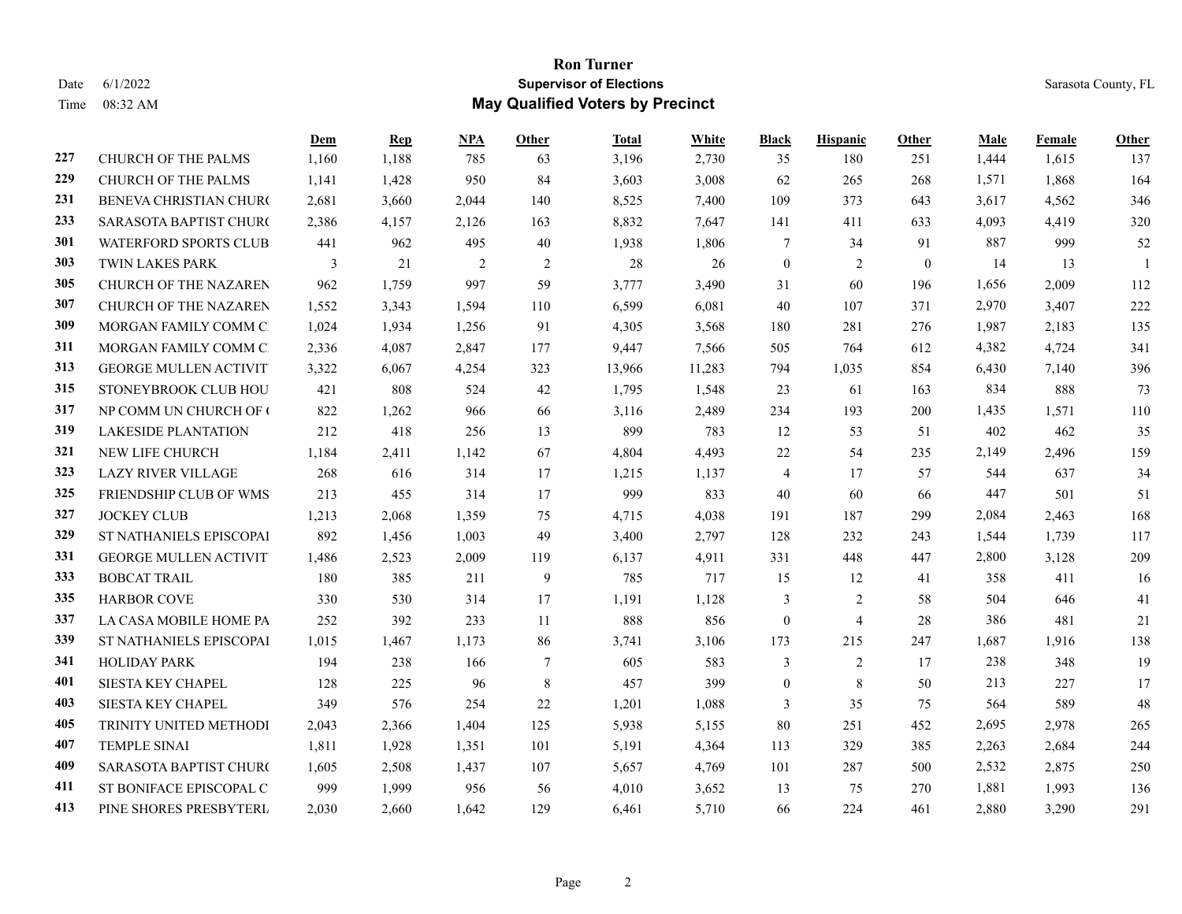# Ron Turner

## Supervisor of Elections

## May Qualified Voters by Precinct

Date 6/1/2022
Time 08:32 AM

Sarasota County, FL

| | | Dem | Rep | NPA | Other | Total | White | Black | Hispanic | Other | Male | Female | Other |
|---|---|---|---|---|---|---|---|---|---|---|---|---|---|
| 227 | CHURCH OF THE PALMS | 1,160 | 1,188 | 785 | 63 | 3,196 | 2,730 | 35 | 180 | 251 | 1,444 | 1,615 | 137 |
| 229 | CHURCH OF THE PALMS | 1,141 | 1,428 | 950 | 84 | 3,603 | 3,008 | 62 | 265 | 268 | 1,571 | 1,868 | 164 |
| 231 | BENEVA CHRISTIAN CHURC | 2,681 | 3,660 | 2,044 | 140 | 8,525 | 7,400 | 109 | 373 | 643 | 3,617 | 4,562 | 346 |
| 233 | SARASOTA BAPTIST CHURC | 2,386 | 4,157 | 2,126 | 163 | 8,832 | 7,647 | 141 | 411 | 633 | 4,093 | 4,419 | 320 |
| 301 | WATERFORD SPORTS CLUB | 441 | 962 | 495 | 40 | 1,938 | 1,806 | 7 | 34 | 91 | 887 | 999 | 52 |
| 303 | TWIN LAKES PARK | 3 | 21 | 2 | 2 | 28 | 26 | 0 | 2 | 0 | 14 | 13 | 1 |
| 305 | CHURCH OF THE NAZAREN | 962 | 1,759 | 997 | 59 | 3,777 | 3,490 | 31 | 60 | 196 | 1,656 | 2,009 | 112 |
| 307 | CHURCH OF THE NAZAREN | 1,552 | 3,343 | 1,594 | 110 | 6,599 | 6,081 | 40 | 107 | 371 | 2,970 | 3,407 | 222 |
| 309 | MORGAN FAMILY COMM C | 1,024 | 1,934 | 1,256 | 91 | 4,305 | 3,568 | 180 | 281 | 276 | 1,987 | 2,183 | 135 |
| 311 | MORGAN FAMILY COMM C | 2,336 | 4,087 | 2,847 | 177 | 9,447 | 7,566 | 505 | 764 | 612 | 4,382 | 4,724 | 341 |
| 313 | GEORGE MULLEN ACTIVIT | 3,322 | 6,067 | 4,254 | 323 | 13,966 | 11,283 | 794 | 1,035 | 854 | 6,430 | 7,140 | 396 |
| 315 | STONEYBROOK CLUB HOU | 421 | 808 | 524 | 42 | 1,795 | 1,548 | 23 | 61 | 163 | 834 | 888 | 73 |
| 317 | NP COMM UN CHURCH OF ( | 822 | 1,262 | 966 | 66 | 3,116 | 2,489 | 234 | 193 | 200 | 1,435 | 1,571 | 110 |
| 319 | LAKESIDE PLANTATION | 212 | 418 | 256 | 13 | 899 | 783 | 12 | 53 | 51 | 402 | 462 | 35 |
| 321 | NEW LIFE CHURCH | 1,184 | 2,411 | 1,142 | 67 | 4,804 | 4,493 | 22 | 54 | 235 | 2,149 | 2,496 | 159 |
| 323 | LAZY RIVER VILLAGE | 268 | 616 | 314 | 17 | 1,215 | 1,137 | 4 | 17 | 57 | 544 | 637 | 34 |
| 325 | FRIENDSHIP CLUB OF WMS | 213 | 455 | 314 | 17 | 999 | 833 | 40 | 60 | 66 | 447 | 501 | 51 |
| 327 | JOCKEY CLUB | 1,213 | 2,068 | 1,359 | 75 | 4,715 | 4,038 | 191 | 187 | 299 | 2,084 | 2,463 | 168 |
| 329 | ST NATHANIELS EPISCOPAI | 892 | 1,456 | 1,003 | 49 | 3,400 | 2,797 | 128 | 232 | 243 | 1,544 | 1,739 | 117 |
| 331 | GEORGE MULLEN ACTIVIT | 1,486 | 2,523 | 2,009 | 119 | 6,137 | 4,911 | 331 | 448 | 447 | 2,800 | 3,128 | 209 |
| 333 | BOBCAT TRAIL | 180 | 385 | 211 | 9 | 785 | 717 | 15 | 12 | 41 | 358 | 411 | 16 |
| 335 | HARBOR COVE | 330 | 530 | 314 | 17 | 1,191 | 1,128 | 3 | 2 | 58 | 504 | 646 | 41 |
| 337 | LA CASA MOBILE HOME PA | 252 | 392 | 233 | 11 | 888 | 856 | 0 | 4 | 28 | 386 | 481 | 21 |
| 339 | ST NATHANIELS EPISCOPAI | 1,015 | 1,467 | 1,173 | 86 | 3,741 | 3,106 | 173 | 215 | 247 | 1,687 | 1,916 | 138 |
| 341 | HOLIDAY PARK | 194 | 238 | 166 | 7 | 605 | 583 | 3 | 2 | 17 | 238 | 348 | 19 |
| 401 | SIESTA KEY CHAPEL | 128 | 225 | 96 | 8 | 457 | 399 | 0 | 8 | 50 | 213 | 227 | 17 |
| 403 | SIESTA KEY CHAPEL | 349 | 576 | 254 | 22 | 1,201 | 1,088 | 3 | 35 | 75 | 564 | 589 | 48 |
| 405 | TRINITY UNITED METHODI | 2,043 | 2,366 | 1,404 | 125 | 5,938 | 5,155 | 80 | 251 | 452 | 2,695 | 2,978 | 265 |
| 407 | TEMPLE SINAI | 1,811 | 1,928 | 1,351 | 101 | 5,191 | 4,364 | 113 | 329 | 385 | 2,263 | 2,684 | 244 |
| 409 | SARASOTA BAPTIST CHURC | 1,605 | 2,508 | 1,437 | 107 | 5,657 | 4,769 | 101 | 287 | 500 | 2,532 | 2,875 | 250 |
| 411 | ST BONIFACE EPISCOPAL C | 999 | 1,999 | 956 | 56 | 4,010 | 3,652 | 13 | 75 | 270 | 1,881 | 1,993 | 136 |
| 413 | PINE SHORES PRESBYTERI | 2,030 | 2,660 | 1,642 | 129 | 6,461 | 5,710 | 66 | 224 | 461 | 2,880 | 3,290 | 291 |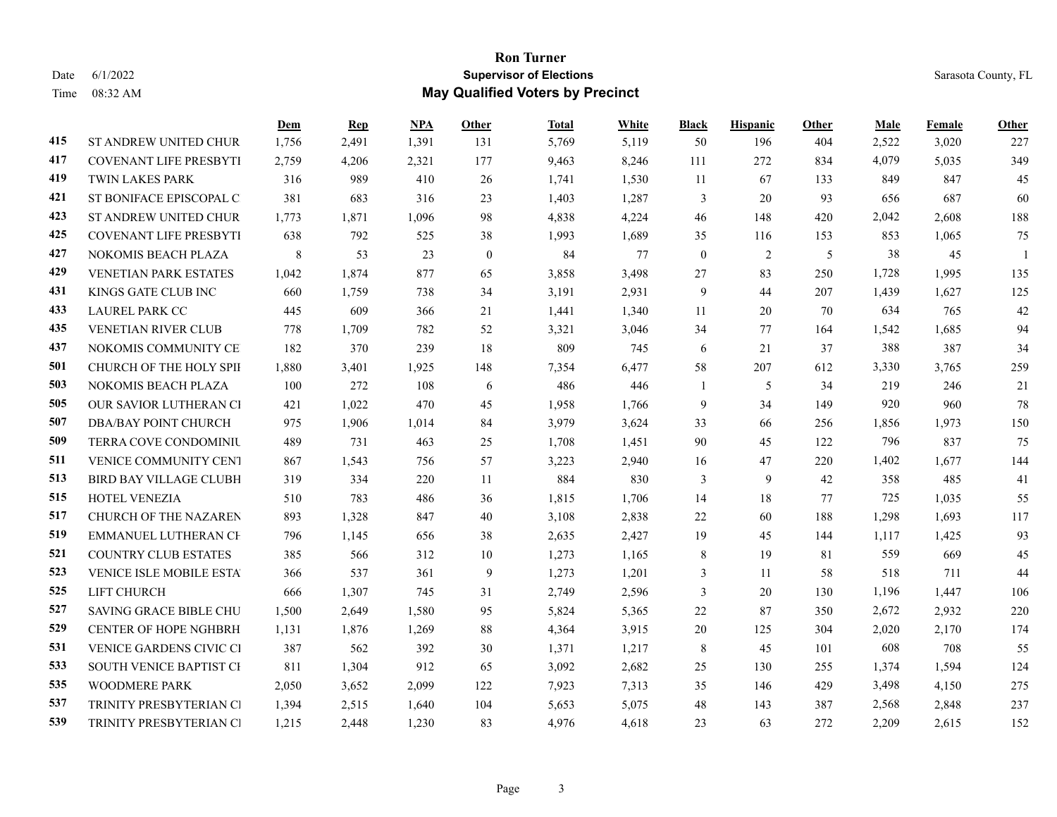# Ron Turner

## Supervisor of Elections

## May Qualified Voters by Precinct

Date 6/1/2022

Time 08:32 AM

Sarasota County, FL

| | | Dem | Rep | NPA | Other | Total | White | Black | Hispanic | Other | Male | Female | Other |
|---|---|---|---|---|---|---|---|---|---|---|---|---|---|
| 415 | ST ANDREW UNITED CHUR | 1,756 | 2,491 | 1,391 | 131 | 5,769 | 5,119 | 50 | 196 | 404 | 2,522 | 3,020 | 227 |
| 417 | COVENANT LIFE PRESBYTI | 2,759 | 4,206 | 2,321 | 177 | 9,463 | 8,246 | 111 | 272 | 834 | 4,079 | 5,035 | 349 |
| 419 | TWIN LAKES PARK | 316 | 989 | 410 | 26 | 1,741 | 1,530 | 11 | 67 | 133 | 849 | 847 | 45 |
| 421 | ST BONIFACE EPISCOPAL C | 381 | 683 | 316 | 23 | 1,403 | 1,287 | 3 | 20 | 93 | 656 | 687 | 60 |
| 423 | ST ANDREW UNITED CHUR | 1,773 | 1,871 | 1,096 | 98 | 4,838 | 4,224 | 46 | 148 | 420 | 2,042 | 2,608 | 188 |
| 425 | COVENANT LIFE PRESBYTI | 638 | 792 | 525 | 38 | 1,993 | 1,689 | 35 | 116 | 153 | 853 | 1,065 | 75 |
| 427 | NOKOMIS BEACH PLAZA | 8 | 53 | 23 | 0 | 84 | 77 | 0 | 2 | 5 | 38 | 45 | 1 |
| 429 | VENETIAN PARK ESTATES | 1,042 | 1,874 | 877 | 65 | 3,858 | 3,498 | 27 | 83 | 250 | 1,728 | 1,995 | 135 |
| 431 | KINGS GATE CLUB INC | 660 | 1,759 | 738 | 34 | 3,191 | 2,931 | 9 | 44 | 207 | 1,439 | 1,627 | 125 |
| 433 | LAUREL PARK CC | 445 | 609 | 366 | 21 | 1,441 | 1,340 | 11 | 20 | 70 | 634 | 765 | 42 |
| 435 | VENETIAN RIVER CLUB | 778 | 1,709 | 782 | 52 | 3,321 | 3,046 | 34 | 77 | 164 | 1,542 | 1,685 | 94 |
| 437 | NOKOMIS COMMUNITY CE | 182 | 370 | 239 | 18 | 809 | 745 | 6 | 21 | 37 | 388 | 387 | 34 |
| 501 | CHURCH OF THE HOLY SPII | 1,880 | 3,401 | 1,925 | 148 | 7,354 | 6,477 | 58 | 207 | 612 | 3,330 | 3,765 | 259 |
| 503 | NOKOMIS BEACH PLAZA | 100 | 272 | 108 | 6 | 486 | 446 | 1 | 5 | 34 | 219 | 246 | 21 |
| 505 | OUR SAVIOR LUTHERAN CI | 421 | 1,022 | 470 | 45 | 1,958 | 1,766 | 9 | 34 | 149 | 920 | 960 | 78 |
| 507 | DBA/BAY POINT CHURCH | 975 | 1,906 | 1,014 | 84 | 3,979 | 3,624 | 33 | 66 | 256 | 1,856 | 1,973 | 150 |
| 509 | TERRA COVE CONDOMINIU | 489 | 731 | 463 | 25 | 1,708 | 1,451 | 90 | 45 | 122 | 796 | 837 | 75 |
| 511 | VENICE COMMUNITY CENT | 867 | 1,543 | 756 | 57 | 3,223 | 2,940 | 16 | 47 | 220 | 1,402 | 1,677 | 144 |
| 513 | BIRD BAY VILLAGE CLUBH | 319 | 334 | 220 | 11 | 884 | 830 | 3 | 9 | 42 | 358 | 485 | 41 |
| 515 | HOTEL VENEZIA | 510 | 783 | 486 | 36 | 1,815 | 1,706 | 14 | 18 | 77 | 725 | 1,035 | 55 |
| 517 | CHURCH OF THE NAZAREN | 893 | 1,328 | 847 | 40 | 3,108 | 2,838 | 22 | 60 | 188 | 1,298 | 1,693 | 117 |
| 519 | EMMANUEL LUTHERAN CH | 796 | 1,145 | 656 | 38 | 2,635 | 2,427 | 19 | 45 | 144 | 1,117 | 1,425 | 93 |
| 521 | COUNTRY CLUB ESTATES | 385 | 566 | 312 | 10 | 1,273 | 1,165 | 8 | 19 | 81 | 559 | 669 | 45 |
| 523 | VENICE ISLE MOBILE ESTA | 366 | 537 | 361 | 9 | 1,273 | 1,201 | 3 | 11 | 58 | 518 | 711 | 44 |
| 525 | LIFT CHURCH | 666 | 1,307 | 745 | 31 | 2,749 | 2,596 | 3 | 20 | 130 | 1,196 | 1,447 | 106 |
| 527 | SAVING GRACE BIBLE CHU | 1,500 | 2,649 | 1,580 | 95 | 5,824 | 5,365 | 22 | 87 | 350 | 2,672 | 2,932 | 220 |
| 529 | CENTER OF HOPE NGHBRH | 1,131 | 1,876 | 1,269 | 88 | 4,364 | 3,915 | 20 | 125 | 304 | 2,020 | 2,170 | 174 |
| 531 | VENICE GARDENS CIVIC CI | 387 | 562 | 392 | 30 | 1,371 | 1,217 | 8 | 45 | 101 | 608 | 708 | 55 |
| 533 | SOUTH VENICE BAPTIST CI | 811 | 1,304 | 912 | 65 | 3,092 | 2,682 | 25 | 130 | 255 | 1,374 | 1,594 | 124 |
| 535 | WOODMERE PARK | 2,050 | 3,652 | 2,099 | 122 | 7,923 | 7,313 | 35 | 146 | 429 | 3,498 | 4,150 | 275 |
| 537 | TRINITY PRESBYTERIAN CI | 1,394 | 2,515 | 1,640 | 104 | 5,653 | 5,075 | 48 | 143 | 387 | 2,568 | 2,848 | 237 |
| 539 | TRINITY PRESBYTERIAN CI | 1,215 | 2,448 | 1,230 | 83 | 4,976 | 4,618 | 23 | 63 | 272 | 2,209 | 2,615 | 152 |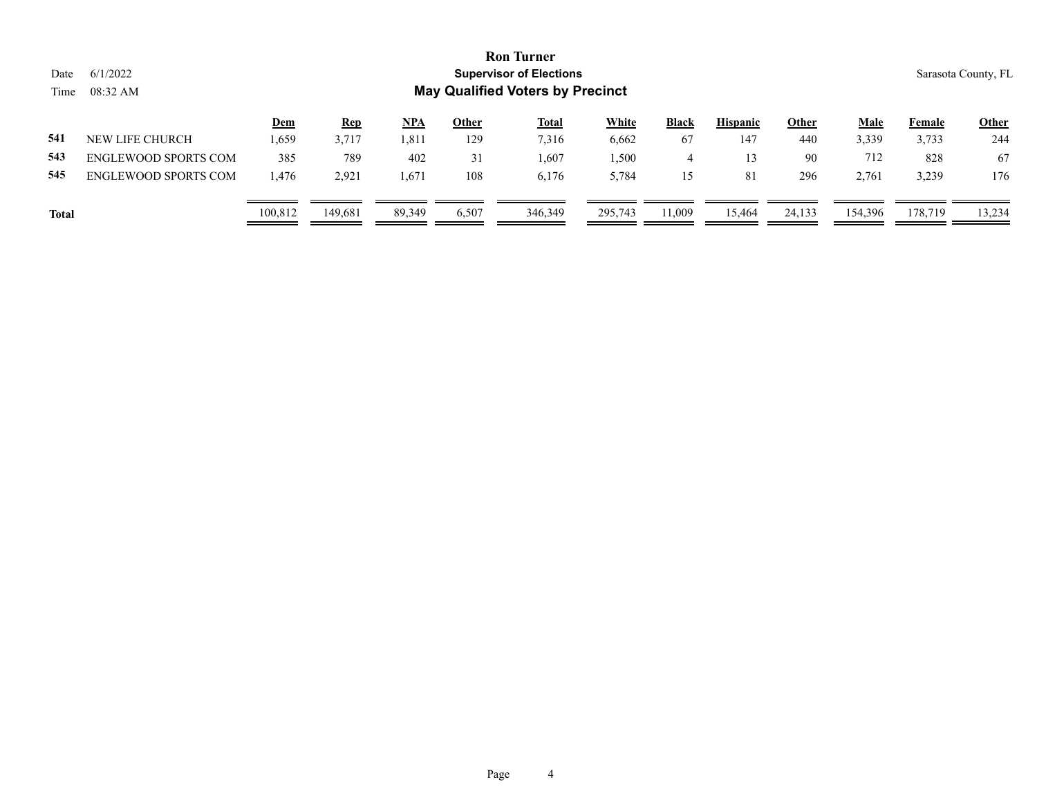# Ron Turner

## Supervisor of Elections

## May Qualified Voters by Precinct

Date 6/1/2022

Time 08:32 AM

Sarasota County, FL

| | | Dem | Rep | NPA | Other | Total | White | Black | Hispanic | Other | Male | Female | Other |
|---|---|---|---|---|---|---|---|---|---|---|---|---|---|
| 541 | NEW LIFE CHURCH | 1,659 | 3,717 | 1,811 | 129 | 7,316 | 6,662 | 67 | 147 | 440 | 3,339 | 3,733 | 244 |
| 543 | ENGLEWOOD SPORTS COM | 385 | 789 | 402 | 31 | 1,607 | 1,500 | 4 | 13 | 90 | 712 | 828 | 67 |
| 545 | ENGLEWOOD SPORTS COM | 1,476 | 2,921 | 1,671 | 108 | 6,176 | 5,784 | 15 | 81 | 296 | 2,761 | 3,239 | 176 |
| **Total** | | 100,812 | 149,681 | 89,349 | 6,507 | 346,349 | 295,743 | 11,009 | 15,464 | 24,133 | 154,396 | 178,719 | 13,234 |